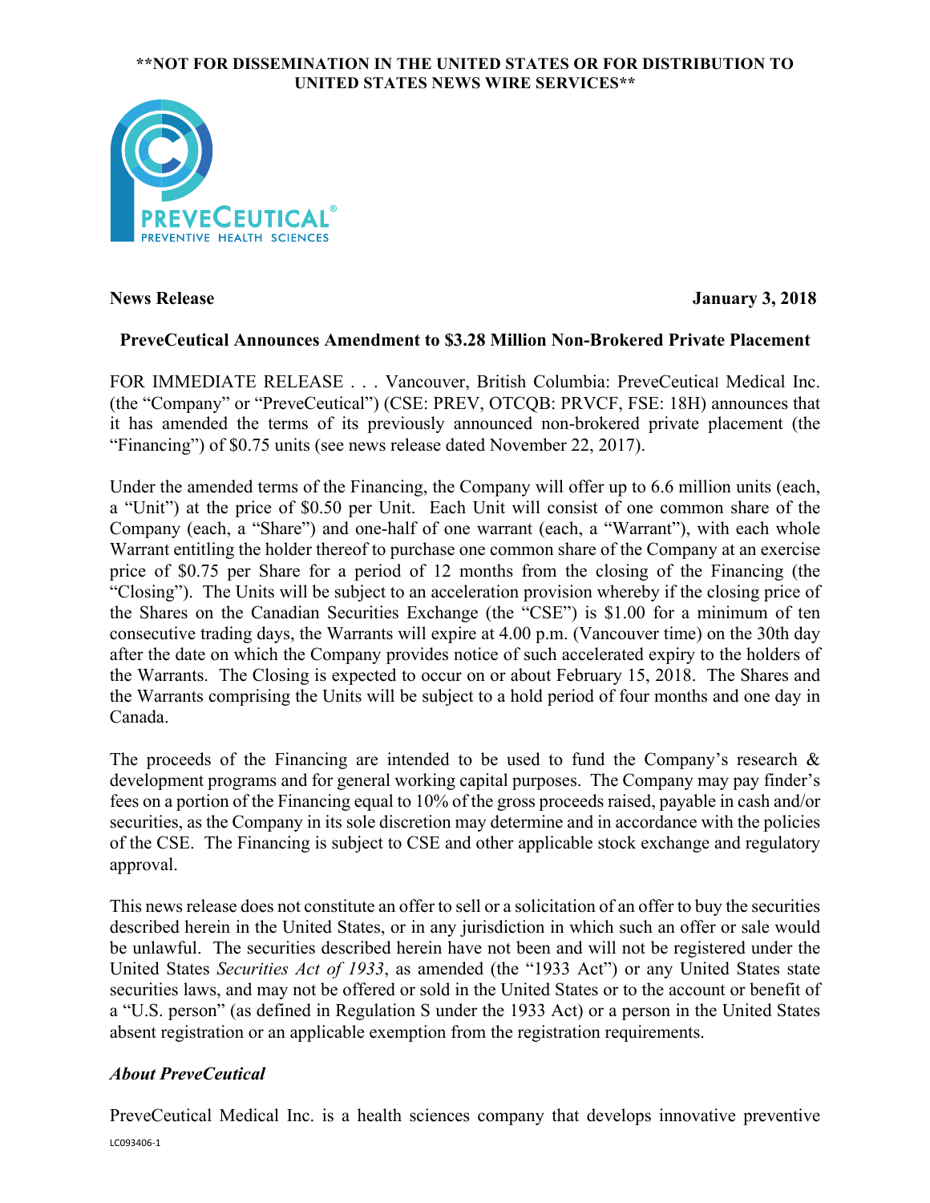**NOT FOR DISSEMINATION IN THE UNITED STATES OR FOR DISTRIBUTION TO UNITED STATES NEWS WIRE SERVICES**

PREVECEUTICAL®
PREVENTIVE HEALTH SCIENCES

**News Release** **January 3, 2018**

## PreveCeutical Announces Amendment to $3.28 Million Non-Brokered Private Placement

FOR IMMEDIATE RELEASE . . . Vancouver, British Columbia: PreveCeutical Medical Inc. (the "Company" or "PreveCeutical") (CSE: PREV, OTCQB: PRVCF, FSE: 18H) announces that it has amended the terms of its previously announced non-brokered private placement (the "Financing") of $0.75 units (see news release dated November 22, 2017).

Under the amended terms of the Financing, the Company will offer up to 6.6 million units (each, a "Unit") at the price of $0.50 per Unit. Each Unit will consist of one common share of the Company (each, a "Share") and one-half of one warrant (each, a "Warrant"), with each whole Warrant entitling the holder thereof to purchase one common share of the Company at an exercise price of $0.75 per Share for a period of 12 months from the closing of the Financing (the "Closing"). The Units will be subject to an acceleration provision whereby if the closing price of the Shares on the Canadian Securities Exchange (the "CSE") is $1.00 for a minimum of ten consecutive trading days, the Warrants will expire at 4.00 p.m. (Vancouver time) on the 30th day after the date on which the Company provides notice of such accelerated expiry to the holders of the Warrants. The Closing is expected to occur on or about February 15, 2018. The Shares and the Warrants comprising the Units will be subject to a hold period of four months and one day in Canada.

The proceeds of the Financing are intended to be used to fund the Company's research & development programs and for general working capital purposes. The Company may pay finder's fees on a portion of the Financing equal to 10% of the gross proceeds raised, payable in cash and/or securities, as the Company in its sole discretion may determine and in accordance with the policies of the CSE. The Financing is subject to CSE and other applicable stock exchange and regulatory approval.

This news release does not constitute an offer to sell or a solicitation of an offer to buy the securities described herein in the United States, or in any jurisdiction in which such an offer or sale would be unlawful. The securities described herein have not been and will not be registered under the United States *Securities Act of 1933*, as amended (the "1933 Act") or any United States state securities laws, and may not be offered or sold in the United States or to the account or benefit of a "U.S. person" (as defined in Regulation S under the 1933 Act) or a person in the United States absent registration or an applicable exemption from the registration requirements.

### *About PreveCeutical*

PreveCeutical Medical Inc. is a health sciences company that develops innovative preventive

LC093406-1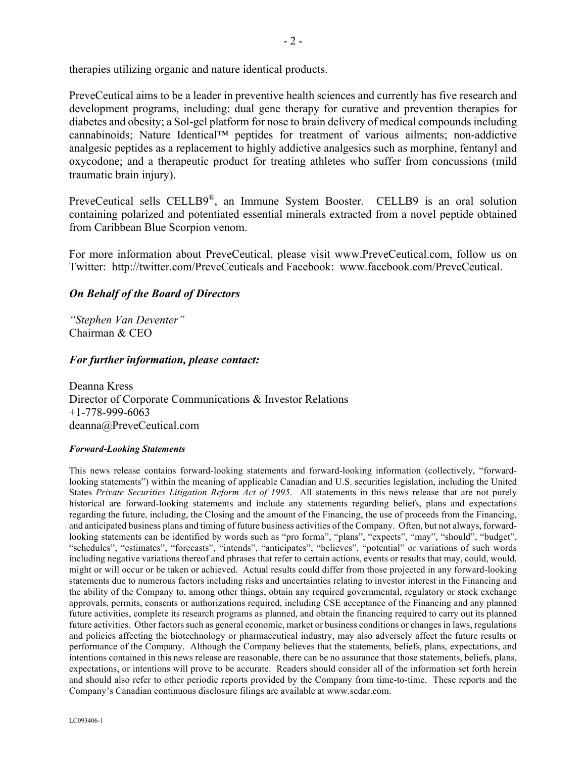therapies utilizing organic and nature identical products.

PreveCeutical aims to be a leader in preventive health sciences and currently has five research and development programs, including: dual gene therapy for curative and prevention therapies for diabetes and obesity; a Sol-gel platform for nose to brain delivery of medical compounds including cannabinoids; Nature Identical™ peptides for treatment of various ailments; non-addictive analgesic peptides as a replacement to highly addictive analgesics such as morphine, fentanyl and oxycodone; and a therapeutic product for treating athletes who suffer from concussions (mild traumatic brain injury).

PreveCeutical sells CELLB9®, an Immune System Booster. CELLB9 is an oral solution containing polarized and potentiated essential minerals extracted from a novel peptide obtained from Caribbean Blue Scorpion venom.

For more information about PreveCeutical, please visit www.PreveCeutical.com, follow us on Twitter: http://twitter.com/PreveCeuticals and Facebook: www.facebook.com/PreveCeutical.

***On Behalf of the Board of Directors***

*"Stephen Van Deventer"*
Chairman & CEO

***For further information, please contact:***

Deanna Kress
Director of Corporate Communications & Investor Relations
+1-778-999-6063
deanna@PreveCeutical.com

***Forward-Looking Statements***

This news release contains forward-looking statements and forward-looking information (collectively, "forward-looking statements") within the meaning of applicable Canadian and U.S. securities legislation, including the United States *Private Securities Litigation Reform Act of 1995*. All statements in this news release that are not purely historical are forward-looking statements and include any statements regarding beliefs, plans and expectations regarding the future, including, the Closing and the amount of the Financing, the use of proceeds from the Financing, and anticipated business plans and timing of future business activities of the Company. Often, but not always, forward-looking statements can be identified by words such as "pro forma", "plans", "expects", "may", "should", "budget", "schedules", "estimates", "forecasts", "intends", "anticipates", "believes", "potential" or variations of such words including negative variations thereof and phrases that refer to certain actions, events or results that may, could, would, might or will occur or be taken or achieved. Actual results could differ from those projected in any forward-looking statements due to numerous factors including risks and uncertainties relating to investor interest in the Financing and the ability of the Company to, among other things, obtain any required governmental, regulatory or stock exchange approvals, permits, consents or authorizations required, including CSE acceptance of the Financing and any planned future activities, complete its research programs as planned, and obtain the financing required to carry out its planned future activities. Other factors such as general economic, market or business conditions or changes in laws, regulations and policies affecting the biotechnology or pharmaceutical industry, may also adversely affect the future results or performance of the Company. Although the Company believes that the statements, beliefs, plans, expectations, and intentions contained in this news release are reasonable, there can be no assurance that those statements, beliefs, plans, expectations, or intentions will prove to be accurate. Readers should consider all of the information set forth herein and should also refer to other periodic reports provided by the Company from time-to-time. These reports and the Company's Canadian continuous disclosure filings are available at www.sedar.com.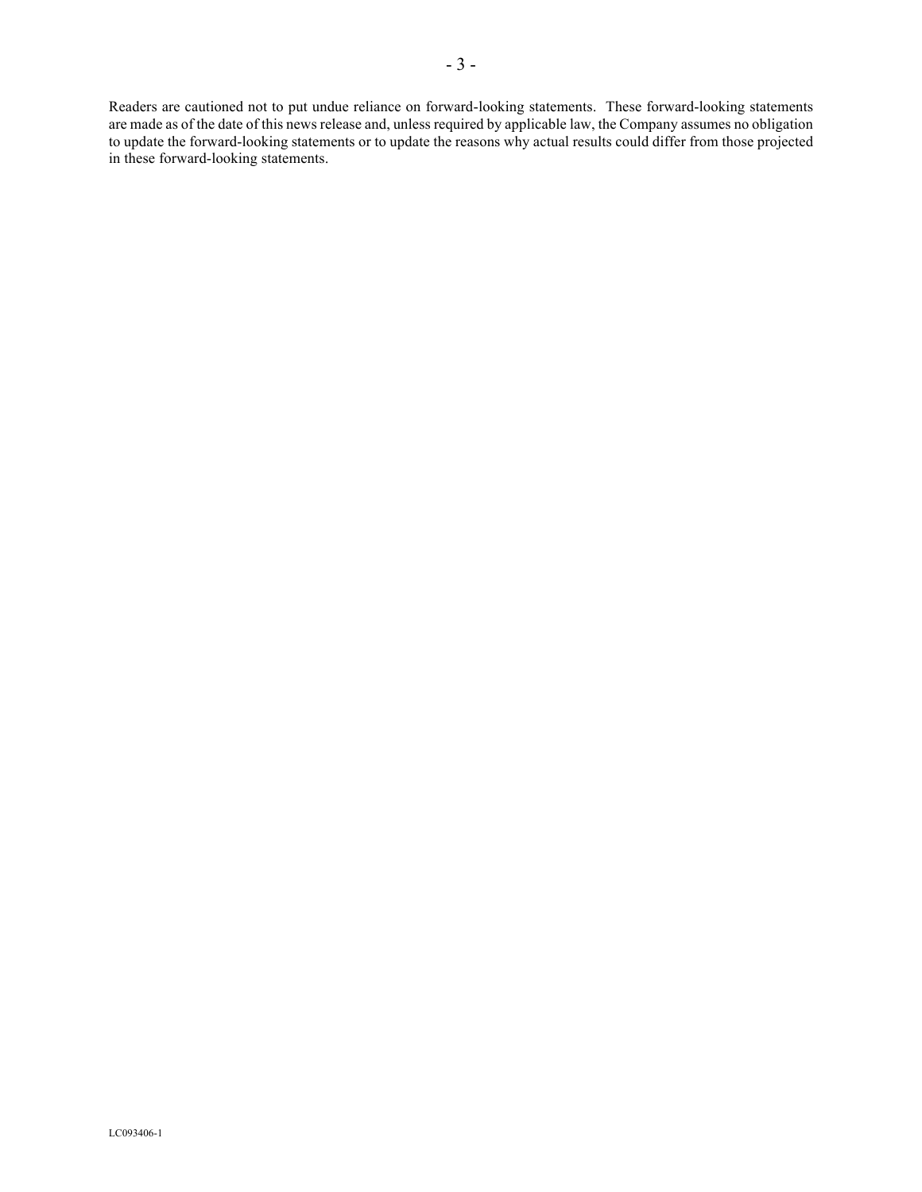Readers are cautioned not to put undue reliance on forward-looking statements. These forward-looking statements are made as of the date of this news release and, unless required by applicable law, the Company assumes no obligation to update the forward-looking statements or to update the reasons why actual results could differ from those projected in these forward-looking statements.

LC093406-1